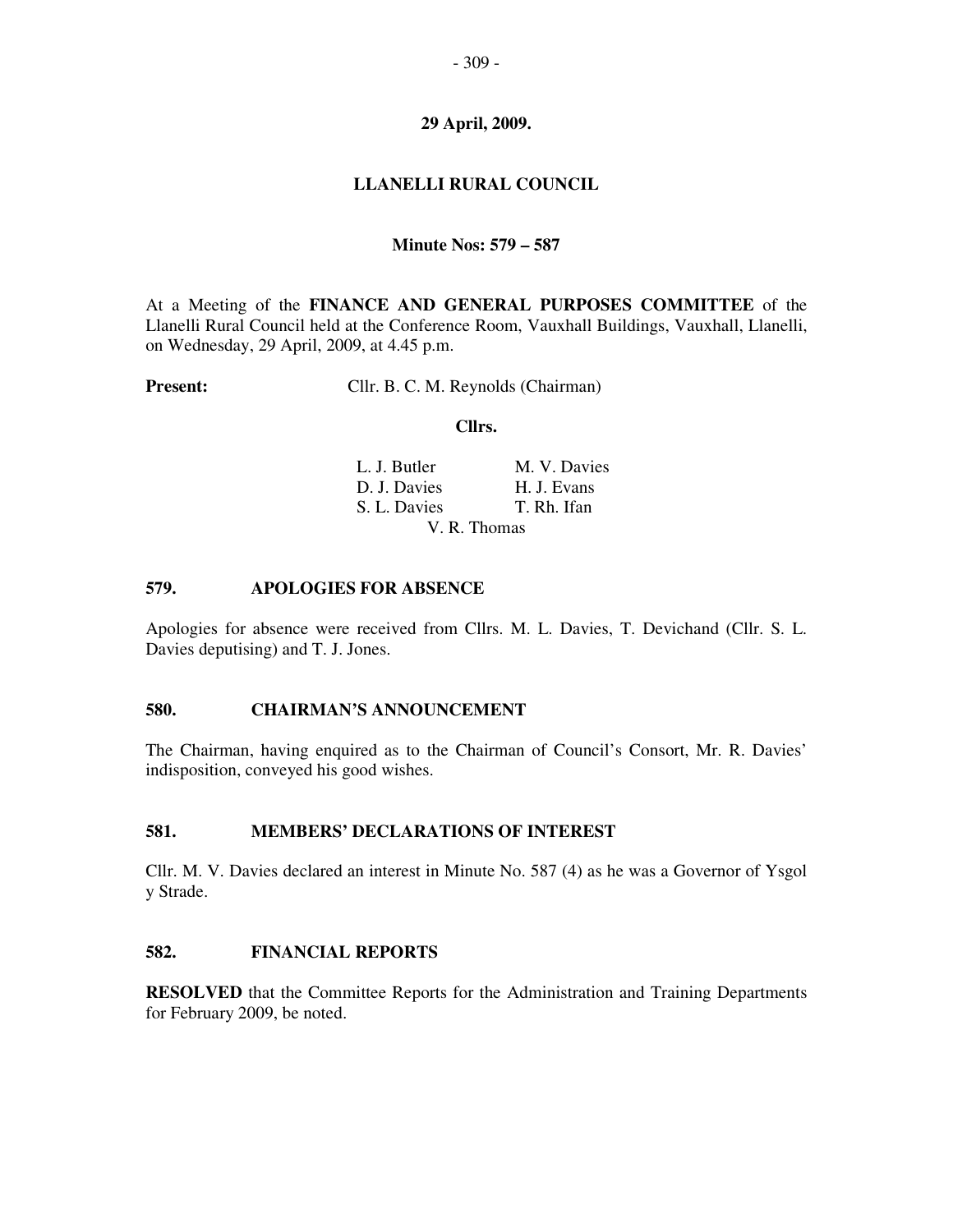**29 April, 2009.**

**LLANELLI RURAL COUNCIL**

**Minute Nos: 579 – 587**

At a Meeting of the **FINANCE AND GENERAL PURPOSES COMMITTEE** of the Llanelli Rural Council held at the Conference Room, Vauxhall Buildings, Vauxhall, Llanelli, on Wednesday, 29 April, 2009, at 4.45 p.m.

**Present:** Cllr. B. C. M. Reynolds (Chairman)

**Cllrs.**

L. J. Butler — M. V. Davies
D. J. Davies — H. J. Evans
S. L. Davies — T. Rh. Ifan
V. R. Thomas

## 579. APOLOGIES FOR ABSENCE

Apologies for absence were received from Cllrs. M. L. Davies, T. Devichand (Cllr. S. L. Davies deputising) and T. J. Jones.

## 580. CHAIRMAN'S ANNOUNCEMENT

The Chairman, having enquired as to the Chairman of Council's Consort, Mr. R. Davies' indisposition, conveyed his good wishes.

## 581. MEMBERS' DECLARATIONS OF INTEREST

Cllr. M. V. Davies declared an interest in Minute No. 587 (4) as he was a Governor of Ysgol y Strade.

## 582. FINANCIAL REPORTS

**RESOLVED** that the Committee Reports for the Administration and Training Departments for February 2009, be noted.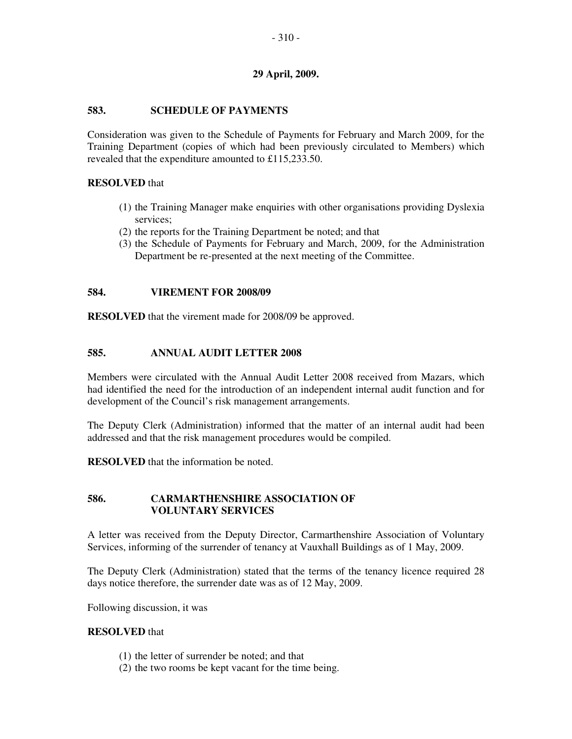**29 April, 2009.**

## 583. SCHEDULE OF PAYMENTS

Consideration was given to the Schedule of Payments for February and March 2009, for the Training Department (copies of which had been previously circulated to Members) which revealed that the expenditure amounted to £115,233.50.

**RESOLVED** that

(1) the Training Manager make enquiries with other organisations providing Dyslexia services;
(2) the reports for the Training Department be noted; and that
(3) the Schedule of Payments for February and March, 2009, for the Administration Department be re-presented at the next meeting of the Committee.

## 584. VIREMENT FOR 2008/09

**RESOLVED** that the virement made for 2008/09 be approved.

## 585. ANNUAL AUDIT LETTER 2008

Members were circulated with the Annual Audit Letter 2008 received from Mazars, which had identified the need for the introduction of an independent internal audit function and for development of the Council's risk management arrangements.

The Deputy Clerk (Administration) informed that the matter of an internal audit had been addressed and that the risk management procedures would be compiled.

**RESOLVED** that the information be noted.

## 586. CARMARTHENSHIRE ASSOCIATION OF VOLUNTARY SERVICES

A letter was received from the Deputy Director, Carmarthenshire Association of Voluntary Services, informing of the surrender of tenancy at Vauxhall Buildings as of 1 May, 2009.

The Deputy Clerk (Administration) stated that the terms of the tenancy licence required 28 days notice therefore, the surrender date was as of 12 May, 2009.

Following discussion, it was

**RESOLVED** that

(1) the letter of surrender be noted; and that
(2) the two rooms be kept vacant for the time being.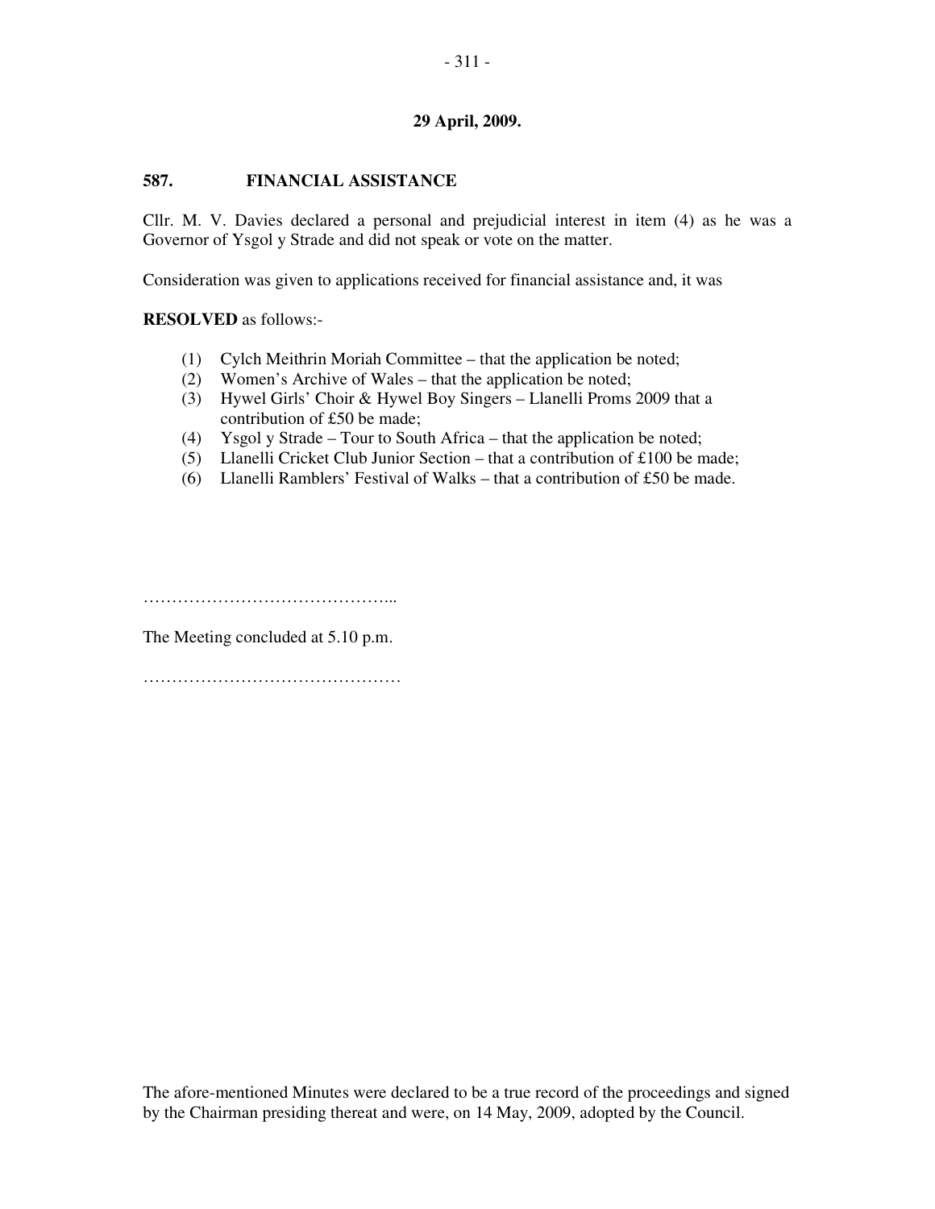**29 April, 2009.**

**587. FINANCIAL ASSISTANCE**

Cllr. M. V. Davies declared a personal and prejudicial interest in item (4) as he was a Governor of Ysgol y Strade and did not speak or vote on the matter.

Consideration was given to applications received for financial assistance and, it was

**RESOLVED** as follows:-

(1) Cylch Meithrin Moriah Committee – that the application be noted;
(2) Women's Archive of Wales – that the application be noted;
(3) Hywel Girls' Choir & Hywel Boy Singers – Llanelli Proms 2009 that a contribution of £50 be made;
(4) Ysgol y Strade – Tour to South Africa – that the application be noted;
(5) Llanelli Cricket Club Junior Section – that a contribution of £100 be made;
(6) Llanelli Ramblers' Festival of Walks – that a contribution of £50 be made.

……………………………………...

The Meeting concluded at 5.10 p.m.

………………………………………

The afore-mentioned Minutes were declared to be a true record of the proceedings and signed by the Chairman presiding thereat and were, on 14 May, 2009, adopted by the Council.